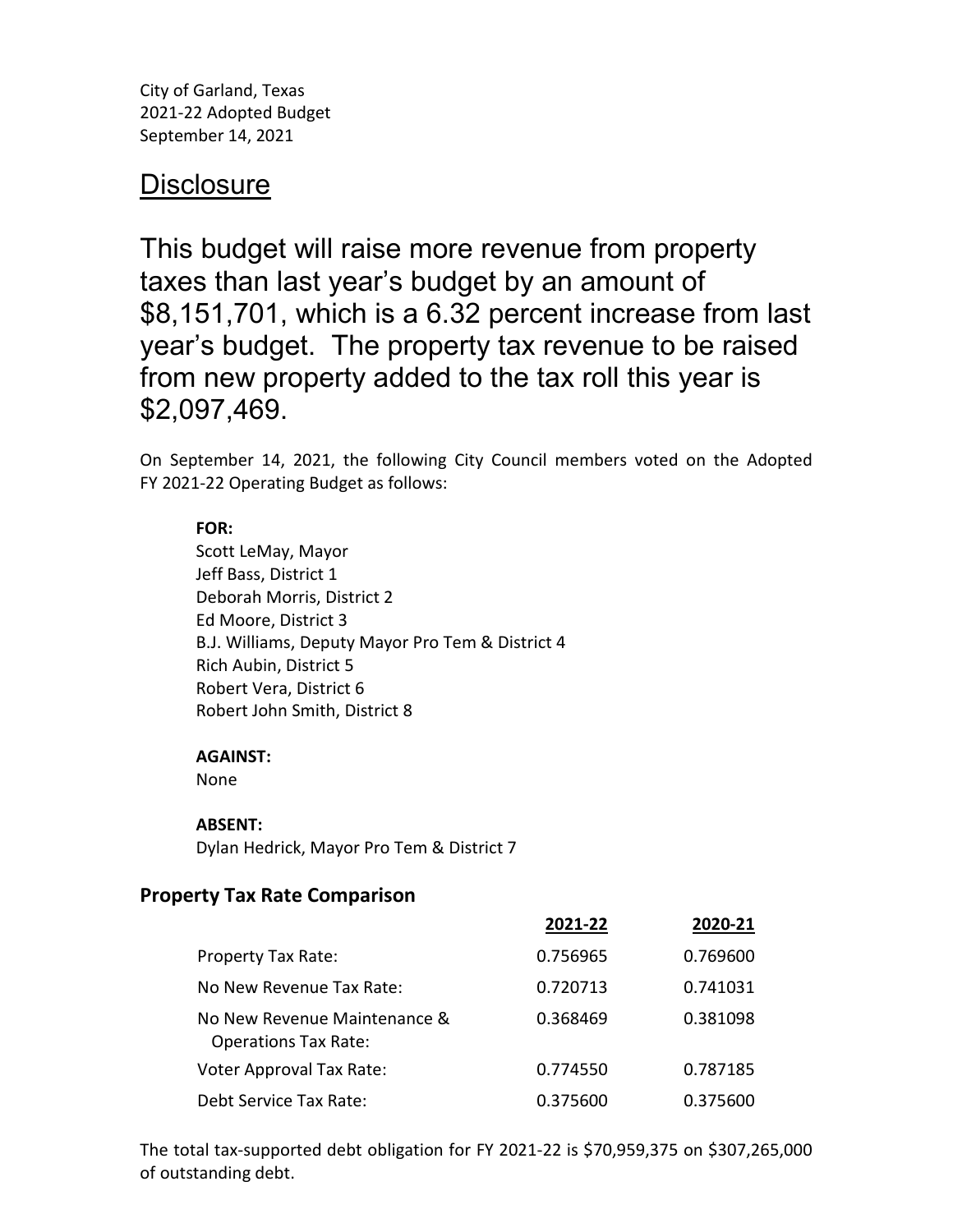City of Garland, Texas
2021-22 Adopted Budget
September 14, 2021

## Disclosure

### This budget will raise more revenue from property taxes than last year's budget by an amount of $8,151,701, which is a 6.32 percent increase from last year's budget. The property tax revenue to be raised from new property added to the tax roll this year is $2,097,469.

On September 14, 2021, the following City Council members voted on the Adopted FY 2021-22 Operating Budget as follows:

**FOR:**
Scott LeMay, Mayor
Jeff Bass, District 1
Deborah Morris, District 2
Ed Moore, District 3
B.J. Williams, Deputy Mayor Pro Tem & District 4
Rich Aubin, District 5
Robert Vera, District 6
Robert John Smith, District 8

**AGAINST:**
None

**ABSENT:**
Dylan Hedrick, Mayor Pro Tem & District 7

**Property Tax Rate Comparison**

| | 2021-22 | 2020-21 |
|---|---|---|
| Property Tax Rate: | 0.756965 | 0.769600 |
| No New Revenue Tax Rate: | 0.720713 | 0.741031 |
| No New Revenue Maintenance & Operations Tax Rate: | 0.368469 | 0.381098 |
| Voter Approval Tax Rate: | 0.774550 | 0.787185 |
| Debt Service Tax Rate: | 0.375600 | 0.375600 |

The total tax-supported debt obligation for FY 2021-22 is $70,959,375 on $307,265,000 of outstanding debt.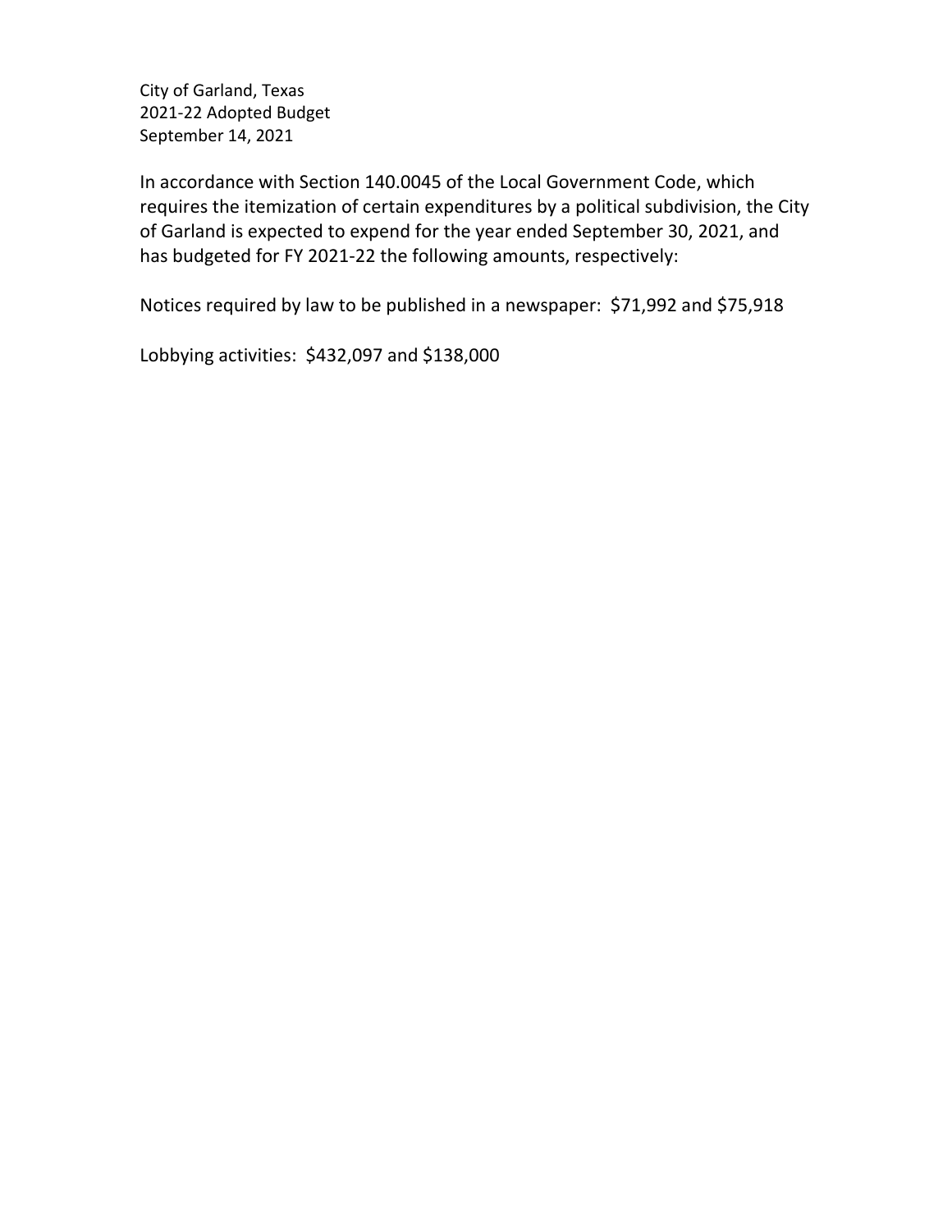City of Garland, Texas
2021-22 Adopted Budget
September 14, 2021

In accordance with Section 140.0045 of the Local Government Code, which requires the itemization of certain expenditures by a political subdivision, the City of Garland is expected to expend for the year ended September 30, 2021, and has budgeted for FY 2021-22 the following amounts, respectively:

Notices required by law to be published in a newspaper: $71,992 and $75,918

Lobbying activities: $432,097 and $138,000